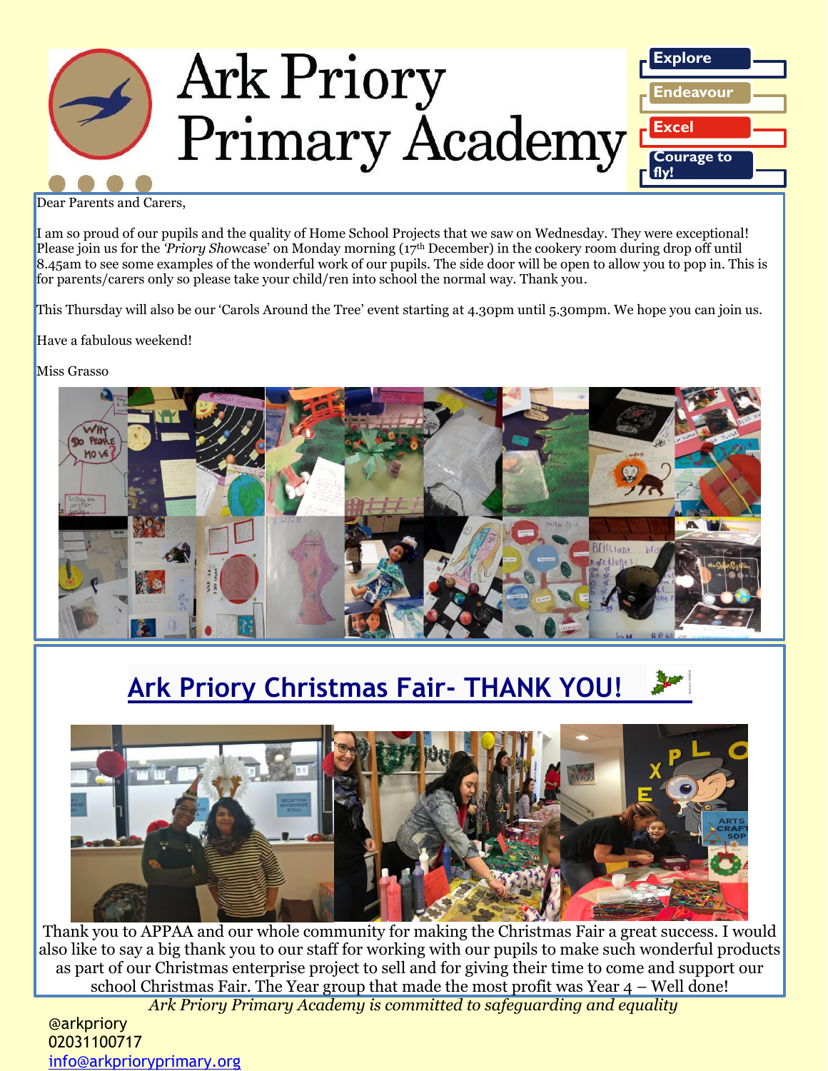# Ark Priory Primary Academy

Explore

Endeavour

Excel

Courage to fly!

Dear Parents and Carers,

I am so proud of our pupils and the quality of Home School Projects that we saw on Wednesday. They were exceptional! Please join us for the *'Priory Sho*wcase' on Monday morning (17th December) in the cookery room during drop off until 8.45am to see some examples of the wonderful work of our pupils. The side door will be open to allow you to pop in. This is for parents/carers only so please take your child/ren into school the normal way. Thank you.

This Thursday will also be our 'Carols Around the Tree' event starting at 4.30pm until 5.30mpm. We hope you can join us.

Have a fabulous weekend!

Miss Grasso

## Ark Priory Christmas Fair- THANK YOU!

Thank you to APPAA and our whole community for making the Christmas Fair a great success. I would also like to say a big thank you to our staff for working with our pupils to make such wonderful products as part of our Christmas enterprise project to sell and for giving their time to come and support our school Christmas Fair. The Year group that made the most profit was Year 4 – Well done!

*Ark Priory Primary Academy is committed to safeguarding and equality*

@arkpriory
02031100717
info@arkprioryprimary.org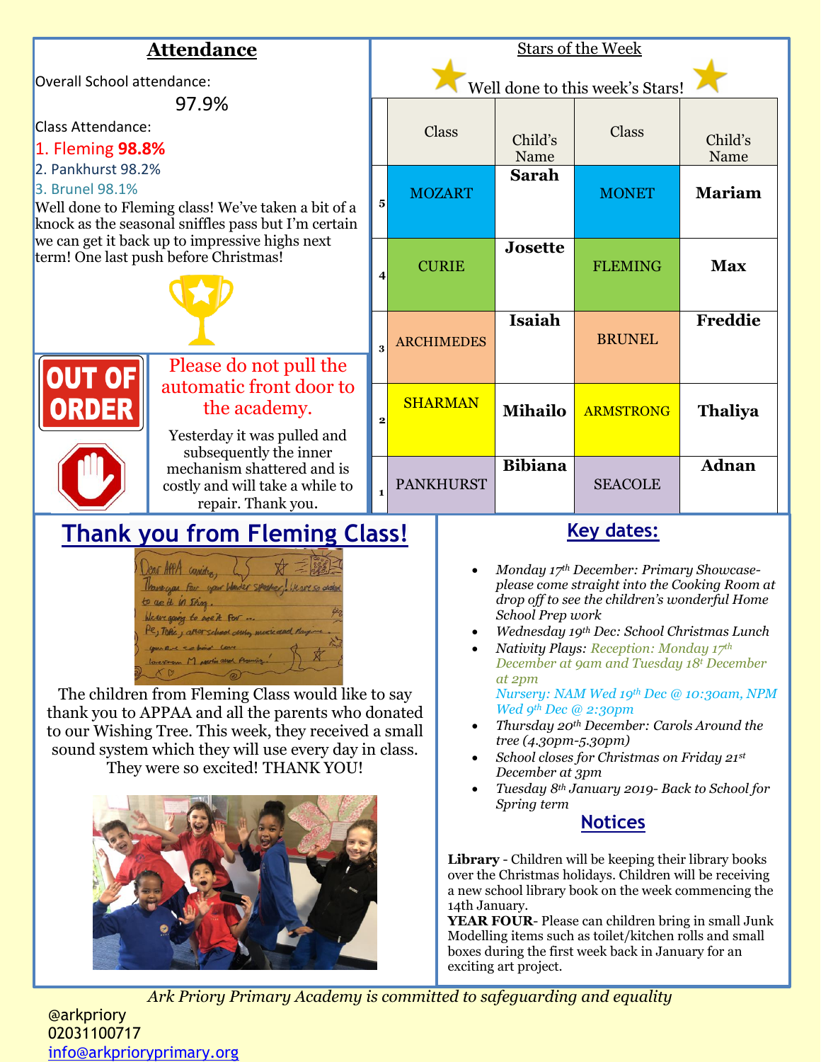## Attendance

Overall School attendance:

97.9%

Class Attendance:

1. Fleming **98.8%**
2. Pankhurst 98.2%
3. Brunel 98.1%

Well done to Fleming class! We've taken a bit of a knock as the seasonal sniffles pass but I'm certain we can get it back up to impressive highs next term! One last push before Christmas!

OUT OF ORDER

Please do not pull the automatic front door to the academy.

Yesterday it was pulled and subsequently the inner mechanism shattered and is costly and will take a while to repair. Thank you.

## Stars of the Week

Well done to this week's Stars!

| | Class | Child's Name | Class | Child's Name |
|---|---|---|---|---|
| 5 | MOZART | **Sarah** | MONET | **Mariam** |
| 4 | CURIE | **Josette** | FLEMING | **Max** |
| 3 | ARCHIMEDES | **Isaiah** | BRUNEL | **Freddie** |
| 2 | SHARMAN | **Mihailo** | ARMSTRONG | **Thaliya** |
| 1 | PANKHURST | **Bibiana** | SEACOLE | **Adnan** |

## Thank you from Fleming Class!

The children from Fleming Class would like to say thank you to APPAA and all the parents who donated to our Wishing Tree. This week, they received a small sound system which they will use every day in class. They were so excited! THANK YOU!

## Key dates:

- *Monday 17th December: Primary Showcase- please come straight into the Cooking Room at drop off to see the children's wonderful Home School Prep work*
- *Wednesday 19th Dec: School Christmas Lunch*
- *Nativity Plays: Reception: Monday 17th December at 9am and Tuesday 18t December at 2pm*
  *Nursery: NAM Wed 19th Dec @ 10:30am, NPM Wed 9th Dec @ 2:30pm*
- *Thursday 20th December: Carols Around the tree (4.30pm-5.30pm)*
- *School closes for Christmas on Friday 21st December at 3pm*
- *Tuesday 8th January 2019- Back to School for Spring term*

## Notices

**Library** - Children will be keeping their library books over the Christmas holidays. Children will be receiving a new school library book on the week commencing the 14th January.

**YEAR FOUR**- Please can children bring in small Junk Modelling items such as toilet/kitchen rolls and small boxes during the first week back in January for an exciting art project.

*Ark Priory Primary Academy is committed to safeguarding and equality*

@arkpriory
02031100717
info@arkprioryprimary.org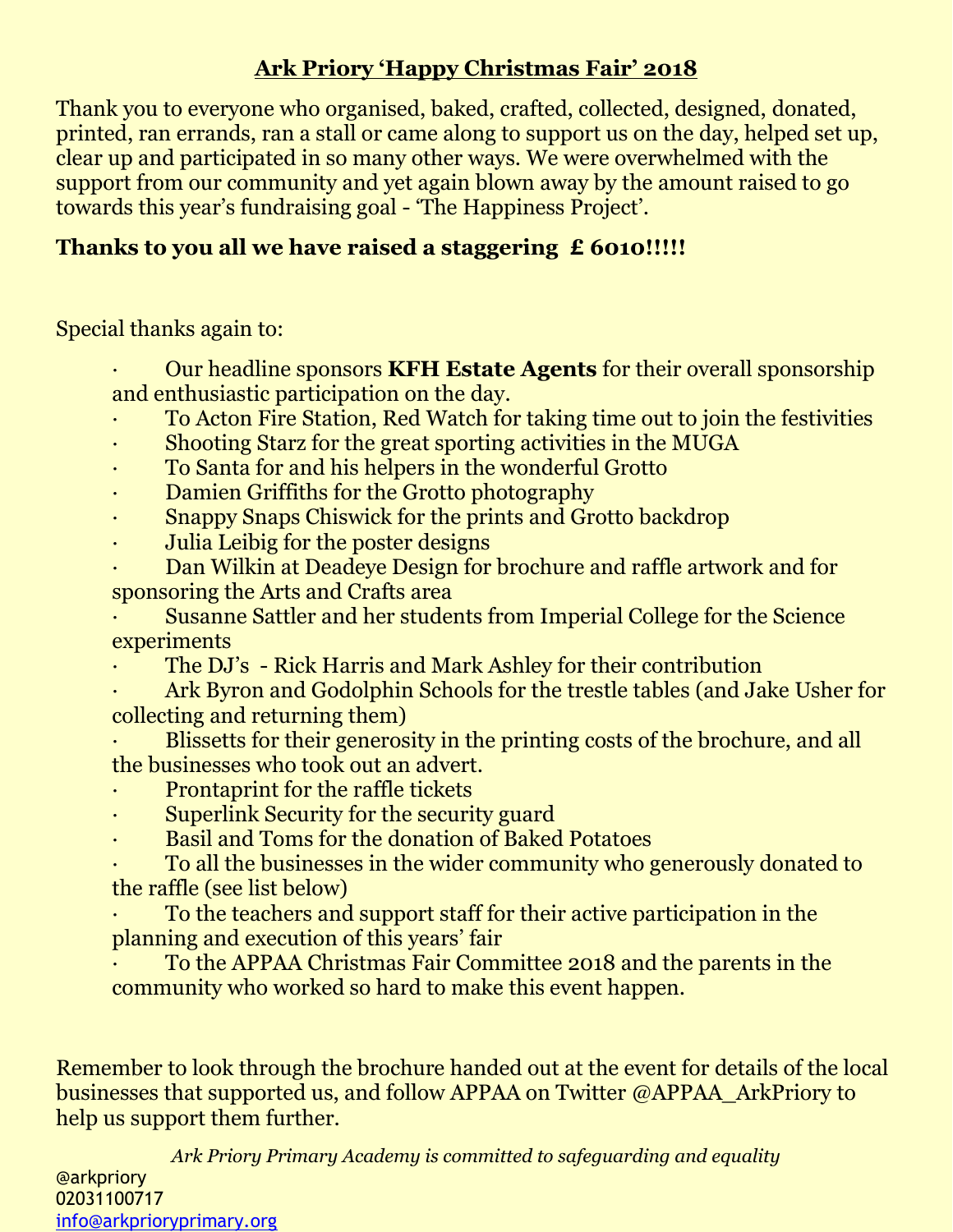## Ark Priory 'Happy Christmas Fair' 2018

Thank you to everyone who organised, baked, crafted, collected, designed, donated, printed, ran errands, ran a stall or came along to support us on the day, helped set up, clear up and participated in so many other ways. We were overwhelmed with the support from our community and yet again blown away by the amount raised to go towards this year's fundraising goal - 'The Happiness Project'.

**Thanks to you all we have raised a staggering £ 6010!!!!!**

Special thanks again to:

- Our headline sponsors **KFH Estate Agents** for their overall sponsorship and enthusiastic participation on the day.
- To Acton Fire Station, Red Watch for taking time out to join the festivities
- Shooting Starz for the great sporting activities in the MUGA
- To Santa for and his helpers in the wonderful Grotto
- Damien Griffiths for the Grotto photography
- Snappy Snaps Chiswick for the prints and Grotto backdrop
- Julia Leibig for the poster designs
- Dan Wilkin at Deadeye Design for brochure and raffle artwork and for sponsoring the Arts and Crafts area
- Susanne Sattler and her students from Imperial College for the Science experiments
- The DJ's - Rick Harris and Mark Ashley for their contribution
- Ark Byron and Godolphin Schools for the trestle tables (and Jake Usher for collecting and returning them)
- Blissetts for their generosity in the printing costs of the brochure, and all the businesses who took out an advert.
- Prontaprint for the raffle tickets
- Superlink Security for the security guard
- Basil and Toms for the donation of Baked Potatoes
- To all the businesses in the wider community who generously donated to the raffle (see list below)
- To the teachers and support staff for their active participation in the planning and execution of this years' fair
- To the APPAA Christmas Fair Committee 2018 and the parents in the community who worked so hard to make this event happen.

Remember to look through the brochure handed out at the event for details of the local businesses that supported us, and follow APPAA on Twitter @APPAA_ArkPriory to help us support them further.

*Ark Priory Primary Academy is committed to safeguarding and equality*

@arkpriory
02031100717
info@arkprioryprimary.org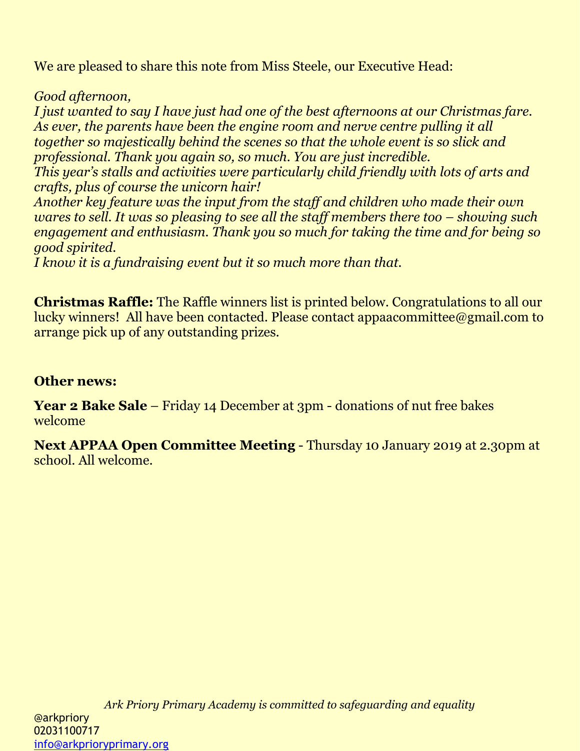We are pleased to share this note from Miss Steele, our Executive Head:

*Good afternoon,*
*I just wanted to say I have just had one of the best afternoons at our Christmas fare. As ever, the parents have been the engine room and nerve centre pulling it all together so majestically behind the scenes so that the whole event is so slick and professional. Thank you again so, so much. You are just incredible.*
*This year's stalls and activities were particularly child friendly with lots of arts and crafts, plus of course the unicorn hair!*
*Another key feature was the input from the staff and children who made their own wares to sell. It was so pleasing to see all the staff members there too – showing such engagement and enthusiasm. Thank you so much for taking the time and for being so good spirited.*
*I know it is a fundraising event but it so much more than that.*

**Christmas Raffle:** The Raffle winners list is printed below. Congratulations to all our lucky winners! All have been contacted. Please contact appaacommittee@gmail.com to arrange pick up of any outstanding prizes.

**Other news:**

**Year 2 Bake Sale** – Friday 14 December at 3pm - donations of nut free bakes welcome

**Next APPAA Open Committee Meeting** - Thursday 10 January 2019 at 2.30pm at school. All welcome.

*Ark Priory Primary Academy is committed to safeguarding and equality*

@arkpriory
02031100717
info@arkprioryprimary.org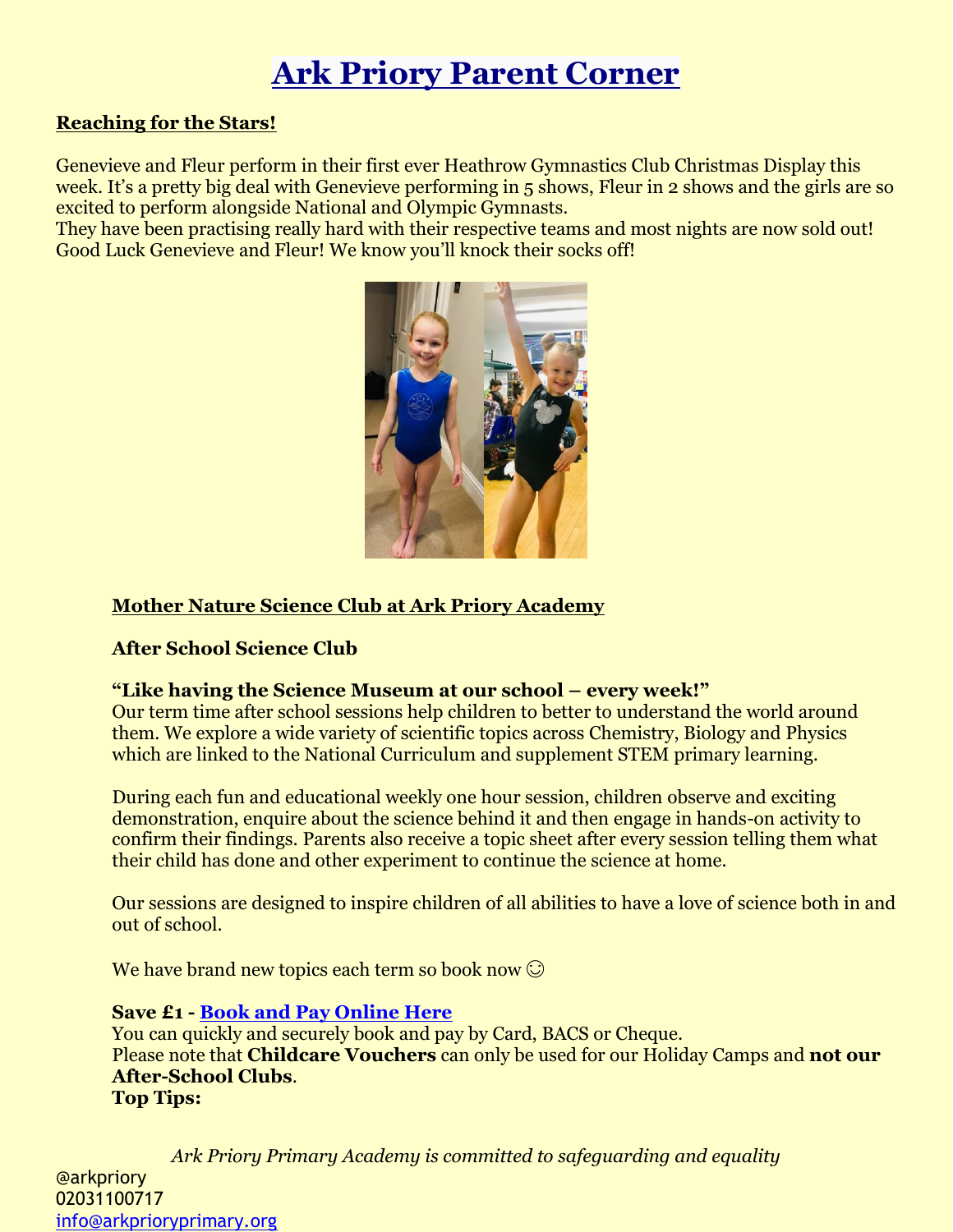# Ark Priory Parent Corner

**Reaching for the Stars!**

Genevieve and Fleur perform in their first ever Heathrow Gymnastics Club Christmas Display this week. It's a pretty big deal with Genevieve performing in 5 shows, Fleur in 2 shows and the girls are so excited to perform alongside National and Olympic Gymnasts.
They have been practising really hard with their respective teams and most nights are now sold out!
Good Luck Genevieve and Fleur! We know you'll knock their socks off!

**Mother Nature Science Club at Ark Priory Academy**

**After School Science Club**

**"Like having the Science Museum at our school – every week!"**
Our term time after school sessions help children to better to understand the world around them. We explore a wide variety of scientific topics across Chemistry, Biology and Physics which are linked to the National Curriculum and supplement STEM primary learning.

During each fun and educational weekly one hour session, children observe and exciting demonstration, enquire about the science behind it and then engage in hands-on activity to confirm their findings. Parents also receive a topic sheet after every session telling them what their child has done and other experiment to continue the science at home.

Our sessions are designed to inspire children of all abilities to have a love of science both in and out of school.

We have brand new topics each term so book now ☺

**Save £1 - Book and Pay Online Here**
You can quickly and securely book and pay by Card, BACS or Cheque.
Please note that **Childcare Vouchers** can only be used for our Holiday Camps and **not our After-School Clubs**.
**Top Tips:**

*Ark Priory Primary Academy is committed to safeguarding and equality*

@arkpriory
02031100717
info@arkprioryprimary.org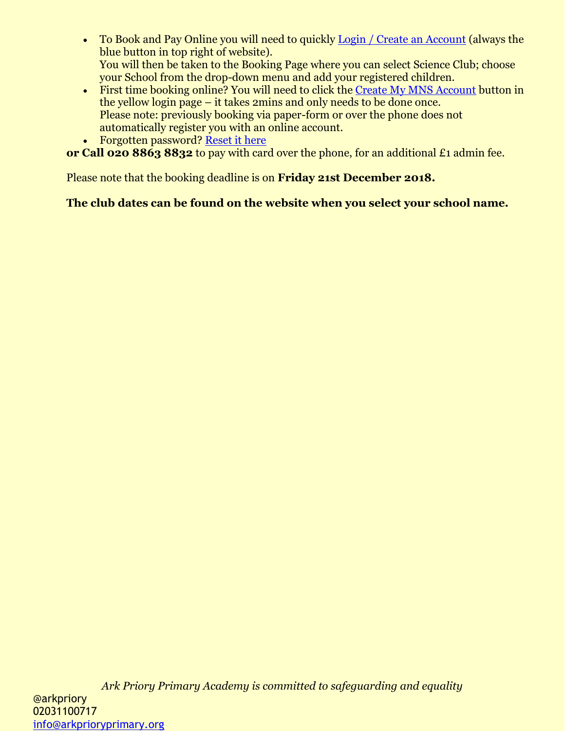- To Book and Pay Online you will need to quickly Login / Create an Account (always the blue button in top right of website).
  You will then be taken to the Booking Page where you can select Science Club; choose your School from the drop-down menu and add your registered children.
- First time booking online? You will need to click the Create My MNS Account button in the yellow login page – it takes 2mins and only needs to be done once.
  Please note: previously booking via paper-form or over the phone does not automatically register you with an online account.
- Forgotten password? Reset it here

**or Call 020 8863 8832** to pay with card over the phone, for an additional £1 admin fee.

Please note that the booking deadline is on **Friday 21st December 2018.**

**The club dates can be found on the website when you select your school name.**

*Ark Priory Primary Academy is committed to safeguarding and equality*

@arkpriory
02031100717
info@arkprioryprimary.org